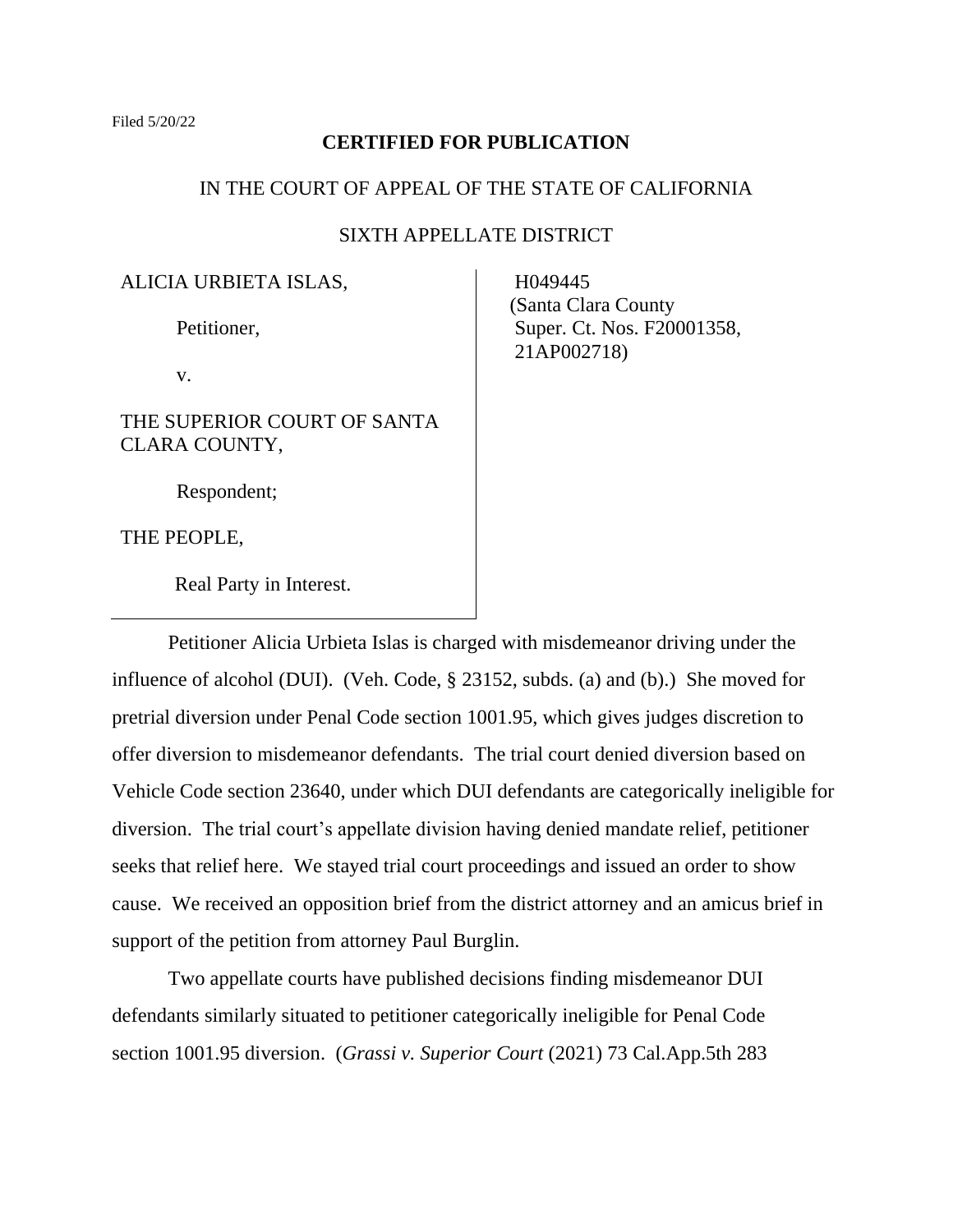Filed 5/20/22

**CERTIFIED FOR PUBLICATION**

IN THE COURT OF APPEAL OF THE STATE OF CALIFORNIA

SIXTH APPELLATE DISTRICT

| | |
|---|---|
| ALICIA URBIETA ISLAS,<br><br>Petitioner,<br><br>v.<br><br>THE SUPERIOR COURT OF SANTA CLARA COUNTY,<br><br>Respondent;<br><br>THE PEOPLE,<br><br>Real Party in Interest. | H049445<br>(Santa Clara County Super. Ct. Nos. F20001358, 21AP002718) |

Petitioner Alicia Urbieta Islas is charged with misdemeanor driving under the influence of alcohol (DUI). (Veh. Code, § 23152, subds. (a) and (b).) She moved for pretrial diversion under Penal Code section 1001.95, which gives judges discretion to offer diversion to misdemeanor defendants. The trial court denied diversion based on Vehicle Code section 23640, under which DUI defendants are categorically ineligible for diversion. The trial court's appellate division having denied mandate relief, petitioner seeks that relief here. We stayed trial court proceedings and issued an order to show cause. We received an opposition brief from the district attorney and an amicus brief in support of the petition from attorney Paul Burglin.

Two appellate courts have published decisions finding misdemeanor DUI defendants similarly situated to petitioner categorically ineligible for Penal Code section 1001.95 diversion. (*Grassi v. Superior Court* (2021) 73 Cal.App.5th 283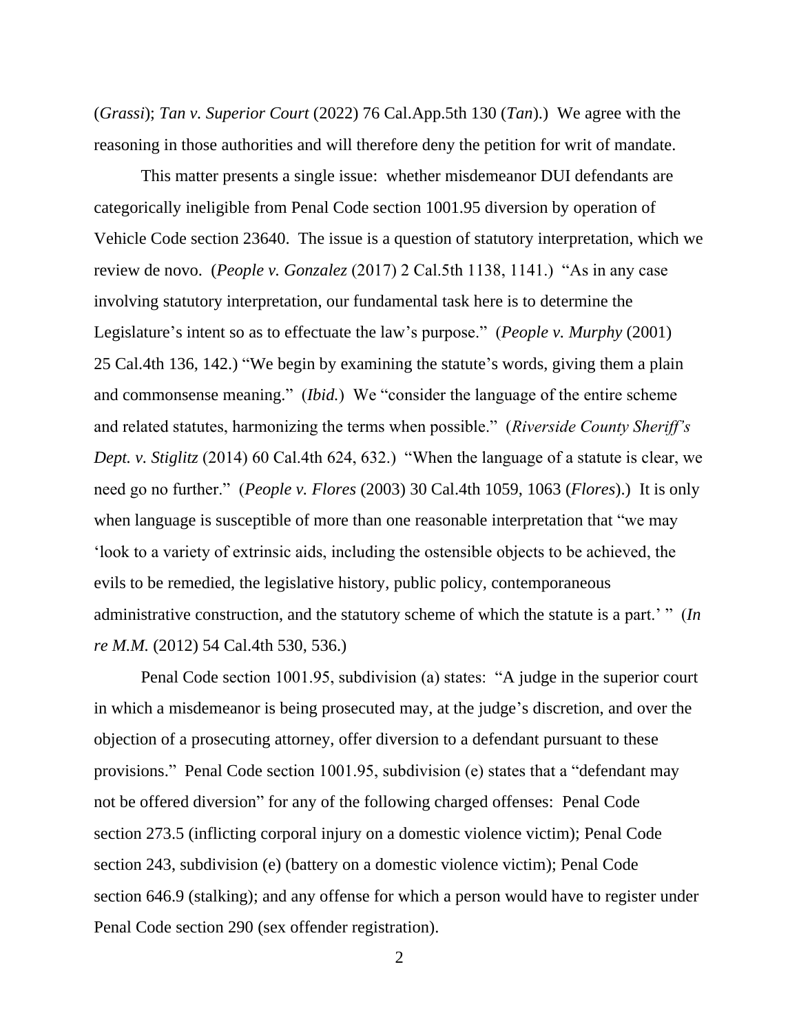(*Grassi*); *Tan v. Superior Court* (2022) 76 Cal.App.5th 130 (*Tan*).) We agree with the reasoning in those authorities and will therefore deny the petition for writ of mandate.

This matter presents a single issue: whether misdemeanor DUI defendants are categorically ineligible from Penal Code section 1001.95 diversion by operation of Vehicle Code section 23640. The issue is a question of statutory interpretation, which we review de novo. (*People v. Gonzalez* (2017) 2 Cal.5th 1138, 1141.) "As in any case involving statutory interpretation, our fundamental task here is to determine the Legislature's intent so as to effectuate the law's purpose." (*People v. Murphy* (2001) 25 Cal.4th 136, 142.) "We begin by examining the statute's words, giving them a plain and commonsense meaning." (*Ibid.*) We "consider the language of the entire scheme and related statutes, harmonizing the terms when possible." (*Riverside County Sheriff's Dept. v. Stiglitz* (2014) 60 Cal.4th 624, 632.) "When the language of a statute is clear, we need go no further." (*People v. Flores* (2003) 30 Cal.4th 1059, 1063 (*Flores*).) It is only when language is susceptible of more than one reasonable interpretation that "we may 'look to a variety of extrinsic aids, including the ostensible objects to be achieved, the evils to be remedied, the legislative history, public policy, contemporaneous administrative construction, and the statutory scheme of which the statute is a part.' " (*In re M.M.* (2012) 54 Cal.4th 530, 536.)

Penal Code section 1001.95, subdivision (a) states: "A judge in the superior court in which a misdemeanor is being prosecuted may, at the judge's discretion, and over the objection of a prosecuting attorney, offer diversion to a defendant pursuant to these provisions." Penal Code section 1001.95, subdivision (e) states that a "defendant may not be offered diversion" for any of the following charged offenses: Penal Code section 273.5 (inflicting corporal injury on a domestic violence victim); Penal Code section 243, subdivision (e) (battery on a domestic violence victim); Penal Code section 646.9 (stalking); and any offense for which a person would have to register under Penal Code section 290 (sex offender registration).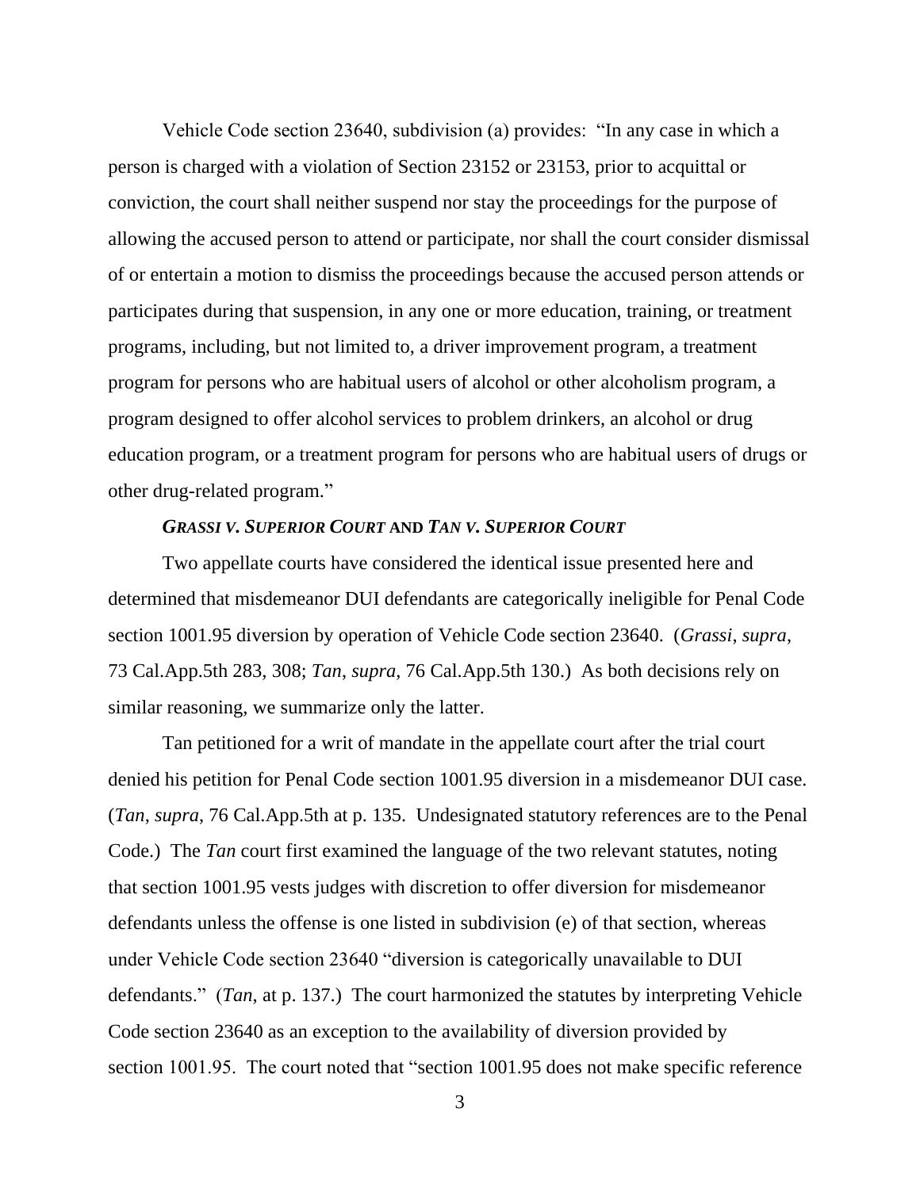Vehicle Code section 23640, subdivision (a) provides: "In any case in which a person is charged with a violation of Section 23152 or 23153, prior to acquittal or conviction, the court shall neither suspend nor stay the proceedings for the purpose of allowing the accused person to attend or participate, nor shall the court consider dismissal of or entertain a motion to dismiss the proceedings because the accused person attends or participates during that suspension, in any one or more education, training, or treatment programs, including, but not limited to, a driver improvement program, a treatment program for persons who are habitual users of alcohol or other alcoholism program, a program designed to offer alcohol services to problem drinkers, an alcohol or drug education program, or a treatment program for persons who are habitual users of drugs or other drug-related program."

### *GRASSI V. SUPERIOR COURT* AND *TAN V. SUPERIOR COURT*

Two appellate courts have considered the identical issue presented here and determined that misdemeanor DUI defendants are categorically ineligible for Penal Code section 1001.95 diversion by operation of Vehicle Code section 23640. (*Grassi*, *supra*, 73 Cal.App.5th 283, 308; *Tan*, *supra*, 76 Cal.App.5th 130.) As both decisions rely on similar reasoning, we summarize only the latter.

Tan petitioned for a writ of mandate in the appellate court after the trial court denied his petition for Penal Code section 1001.95 diversion in a misdemeanor DUI case. (*Tan*, *supra*, 76 Cal.App.5th at p. 135. Undesignated statutory references are to the Penal Code.) The *Tan* court first examined the language of the two relevant statutes, noting that section 1001.95 vests judges with discretion to offer diversion for misdemeanor defendants unless the offense is one listed in subdivision (e) of that section, whereas under Vehicle Code section 23640 "diversion is categorically unavailable to DUI defendants." (*Tan*, at p. 137.) The court harmonized the statutes by interpreting Vehicle Code section 23640 as an exception to the availability of diversion provided by section 1001.95. The court noted that "section 1001.95 does not make specific reference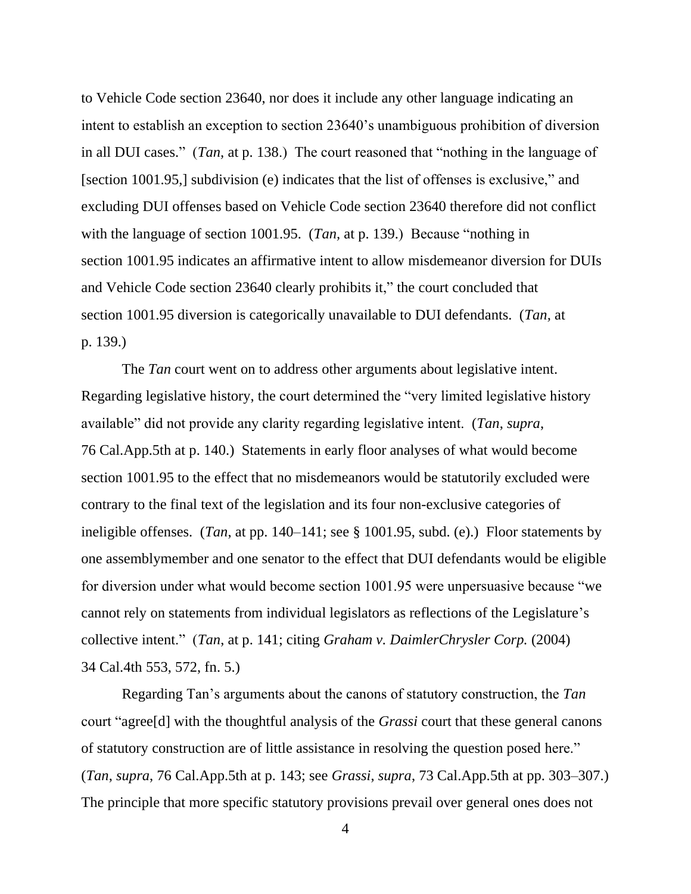to Vehicle Code section 23640, nor does it include any other language indicating an intent to establish an exception to section 23640's unambiguous prohibition of diversion in all DUI cases." (*Tan,* at p. 138.) The court reasoned that "nothing in the language of [section 1001.95,] subdivision (e) indicates that the list of offenses is exclusive," and excluding DUI offenses based on Vehicle Code section 23640 therefore did not conflict with the language of section 1001.95. (*Tan,* at p. 139.) Because "nothing in section 1001.95 indicates an affirmative intent to allow misdemeanor diversion for DUIs and Vehicle Code section 23640 clearly prohibits it," the court concluded that section 1001.95 diversion is categorically unavailable to DUI defendants. (*Tan*, at p. 139.)

The *Tan* court went on to address other arguments about legislative intent. Regarding legislative history, the court determined the "very limited legislative history available" did not provide any clarity regarding legislative intent. (*Tan*, *supra*, 76 Cal.App.5th at p. 140.) Statements in early floor analyses of what would become section 1001.95 to the effect that no misdemeanors would be statutorily excluded were contrary to the final text of the legislation and its four non-exclusive categories of ineligible offenses. (*Tan*, at pp. 140–141; see § 1001.95, subd. (e).) Floor statements by one assemblymember and one senator to the effect that DUI defendants would be eligible for diversion under what would become section 1001.95 were unpersuasive because "we cannot rely on statements from individual legislators as reflections of the Legislature's collective intent." (*Tan*, at p. 141; citing *Graham v. DaimlerChrysler Corp.* (2004) 34 Cal.4th 553, 572, fn. 5.)

Regarding Tan's arguments about the canons of statutory construction, the *Tan* court "agree[d] with the thoughtful analysis of the *Grassi* court that these general canons of statutory construction are of little assistance in resolving the question posed here." (*Tan*, *supra*, 76 Cal.App.5th at p. 143; see *Grassi*, *supra*, 73 Cal.App.5th at pp. 303–307.) The principle that more specific statutory provisions prevail over general ones does not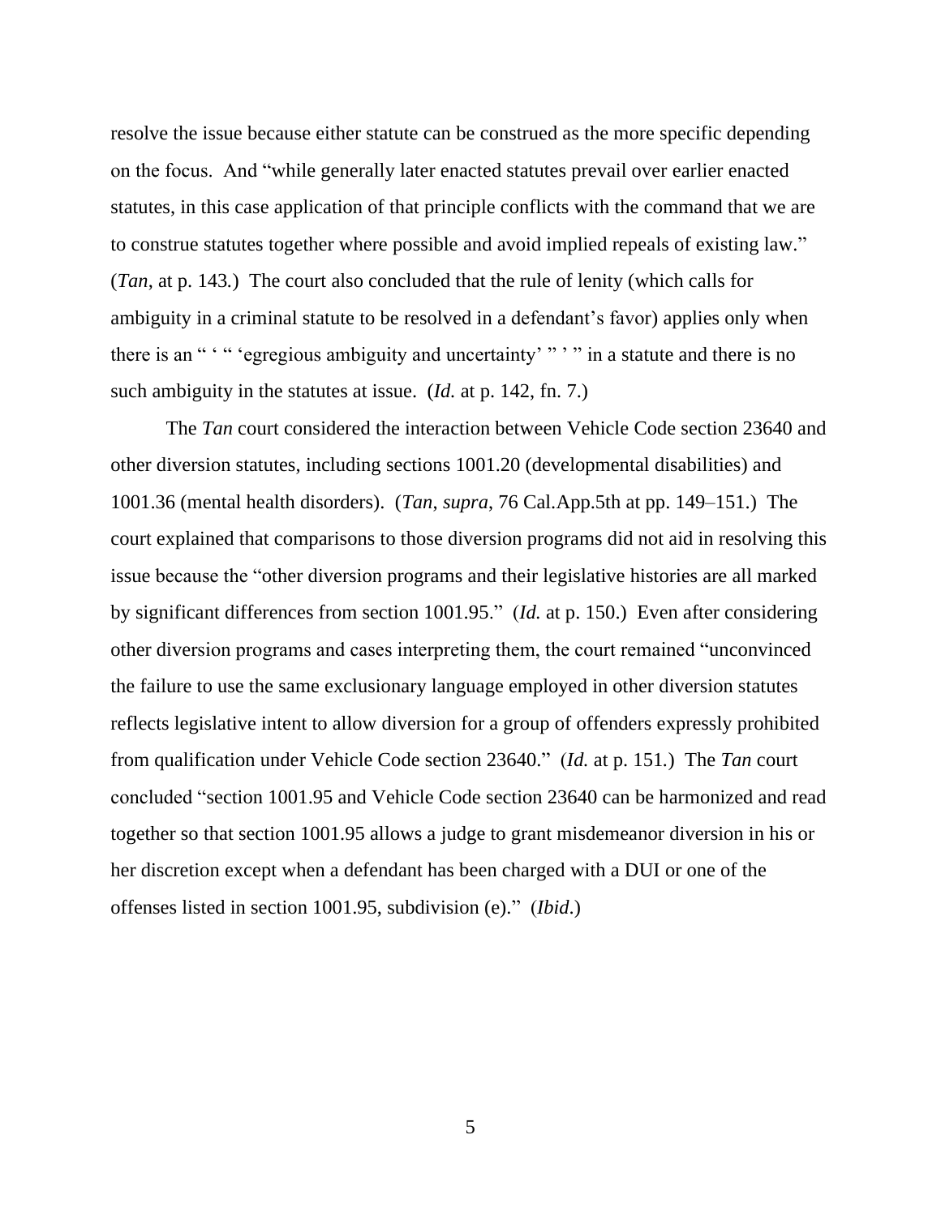resolve the issue because either statute can be construed as the more specific depending on the focus. And "while generally later enacted statutes prevail over earlier enacted statutes, in this case application of that principle conflicts with the command that we are to construe statutes together where possible and avoid implied repeals of existing law." (*Tan*, at p. 143.) The court also concluded that the rule of lenity (which calls for ambiguity in a criminal statute to be resolved in a defendant's favor) applies only when there is an " ' " 'egregious ambiguity and uncertainty' " ' " in a statute and there is no such ambiguity in the statutes at issue. (*Id.* at p. 142, fn. 7.)

The *Tan* court considered the interaction between Vehicle Code section 23640 and other diversion statutes, including sections 1001.20 (developmental disabilities) and 1001.36 (mental health disorders). (*Tan*, *supra*, 76 Cal.App.5th at pp. 149–151.) The court explained that comparisons to those diversion programs did not aid in resolving this issue because the "other diversion programs and their legislative histories are all marked by significant differences from section 1001.95." (*Id.* at p. 150.) Even after considering other diversion programs and cases interpreting them, the court remained "unconvinced the failure to use the same exclusionary language employed in other diversion statutes reflects legislative intent to allow diversion for a group of offenders expressly prohibited from qualification under Vehicle Code section 23640." (*Id.* at p. 151.) The *Tan* court concluded "section 1001.95 and Vehicle Code section 23640 can be harmonized and read together so that section 1001.95 allows a judge to grant misdemeanor diversion in his or her discretion except when a defendant has been charged with a DUI or one of the offenses listed in section 1001.95, subdivision (e)." (*Ibid.*)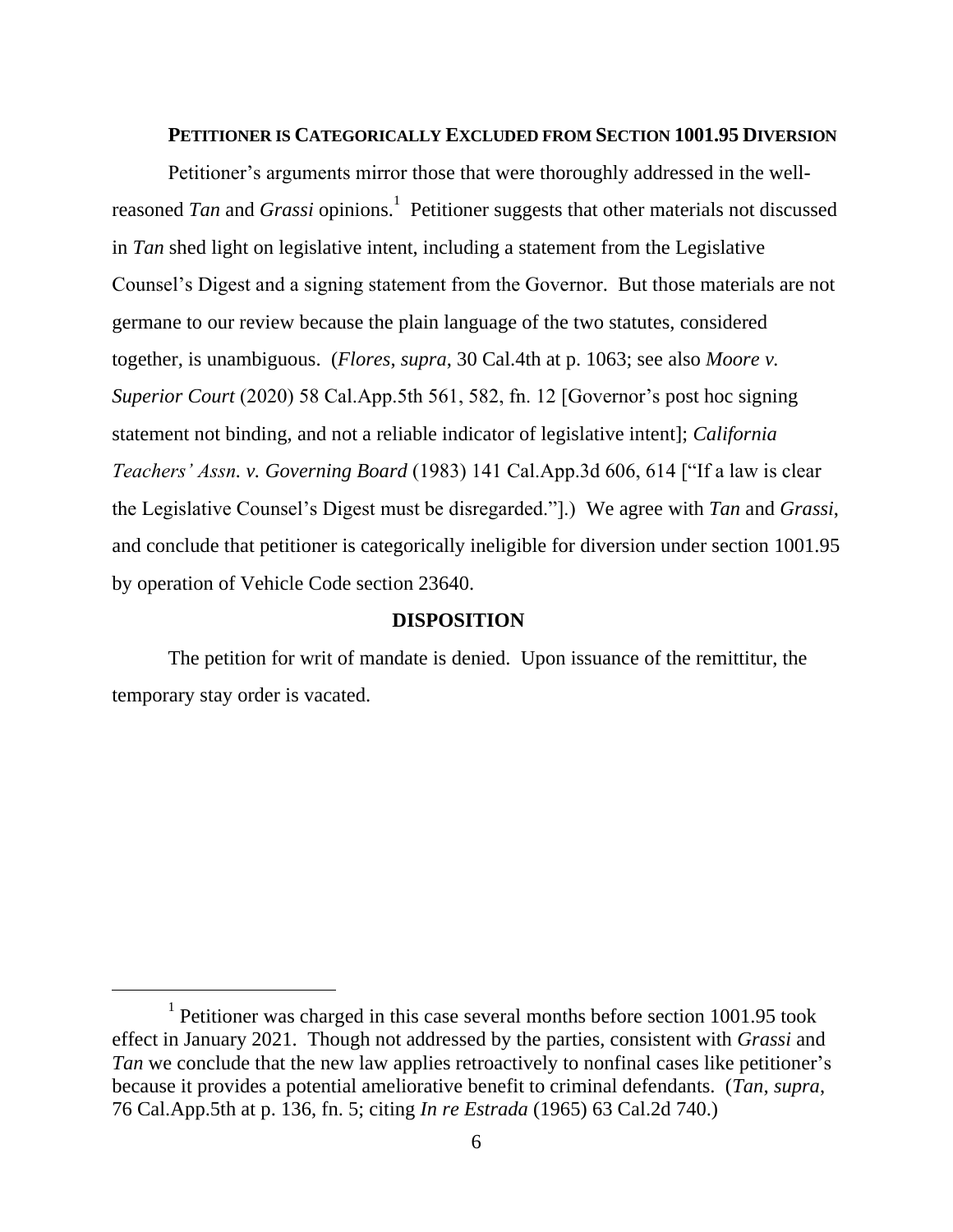### PETITIONER IS CATEGORICALLY EXCLUDED FROM SECTION 1001.95 DIVERSION

Petitioner's arguments mirror those that were thoroughly addressed in the well-reasoned *Tan* and *Grassi* opinions.[1] Petitioner suggests that other materials not discussed in *Tan* shed light on legislative intent, including a statement from the Legislative Counsel's Digest and a signing statement from the Governor. But those materials are not germane to our review because the plain language of the two statutes, considered together, is unambiguous. (*Flores*, *supra*, 30 Cal.4th at p. 1063; see also *Moore v. Superior Court* (2020) 58 Cal.App.5th 561, 582, fn. 12 [Governor's post hoc signing statement not binding, and not a reliable indicator of legislative intent]; *California Teachers' Assn. v. Governing Board* (1983) 141 Cal.App.3d 606, 614 ["If a law is clear the Legislative Counsel's Digest must be disregarded."].) We agree with *Tan* and *Grassi*, and conclude that petitioner is categorically ineligible for diversion under section 1001.95 by operation of Vehicle Code section 23640.

### DISPOSITION

The petition for writ of mandate is denied. Upon issuance of the remittitur, the temporary stay order is vacated.

---

[1] Petitioner was charged in this case several months before section 1001.95 took effect in January 2021. Though not addressed by the parties, consistent with *Grassi* and *Tan* we conclude that the new law applies retroactively to nonfinal cases like petitioner's because it provides a potential ameliorative benefit to criminal defendants. (*Tan*, *supra*, 76 Cal.App.5th at p. 136, fn. 5; citing *In re Estrada* (1965) 63 Cal.2d 740.)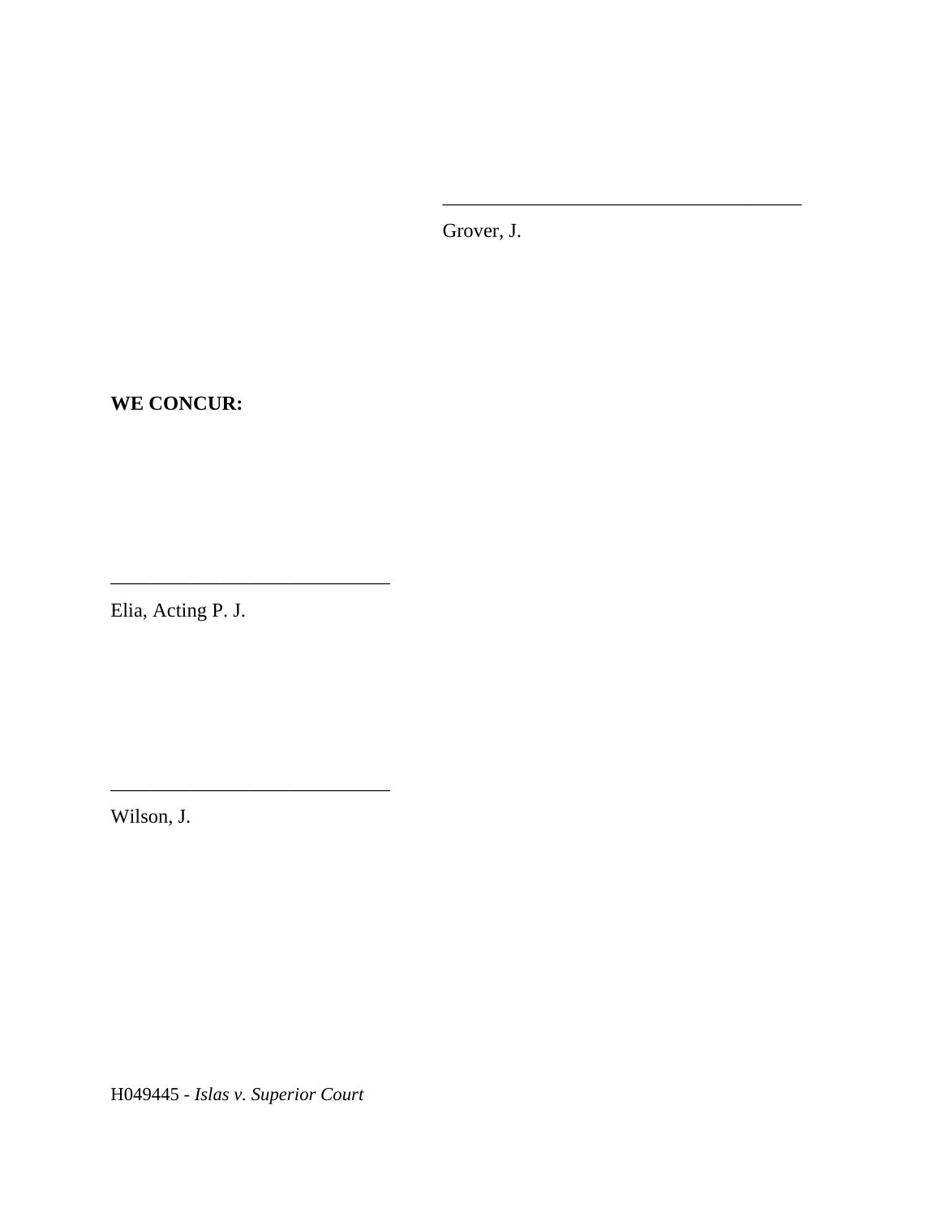\_\_\_\_\_\_\_\_\_\_\_\_\_\_\_\_\_\_\_\_\_\_\_\_\_\_\_\_\_\_\_\_\_\_\_\_\_\_

Grover, J.

**WE CONCUR:**

\_\_\_\_\_\_\_\_\_\_\_\_\_\_\_\_\_\_\_\_\_\_\_\_\_\_\_\_\_\_\_

Elia, Acting P. J.

\_\_\_\_\_\_\_\_\_\_\_\_\_\_\_\_\_\_\_\_\_\_\_\_\_\_\_\_\_\_\_

Wilson, J.

H049445 - *Islas v. Superior Court*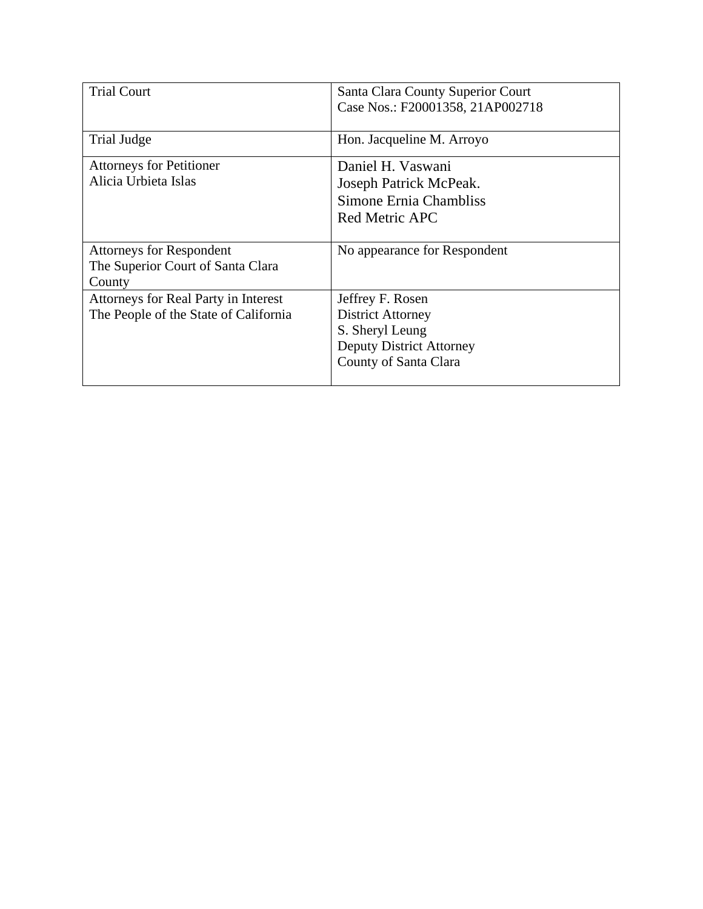| | |
|---|---|
| Trial Court | Santa Clara County Superior Court<br>Case Nos.: F20001358, 21AP002718 |
| Trial Judge | Hon. Jacqueline M. Arroyo |
| Attorneys for Petitioner<br>Alicia Urbieta Islas | Daniel H. Vaswani<br>Joseph Patrick McPeak.<br>Simone Ernia Chambliss<br>Red Metric APC |
| Attorneys for Respondent<br>The Superior Court of Santa Clara County | No appearance for Respondent |
| Attorneys for Real Party in Interest<br>The People of the State of California | Jeffrey F. Rosen<br>District Attorney<br>S. Sheryl Leung<br>Deputy District Attorney<br>County of Santa Clara |